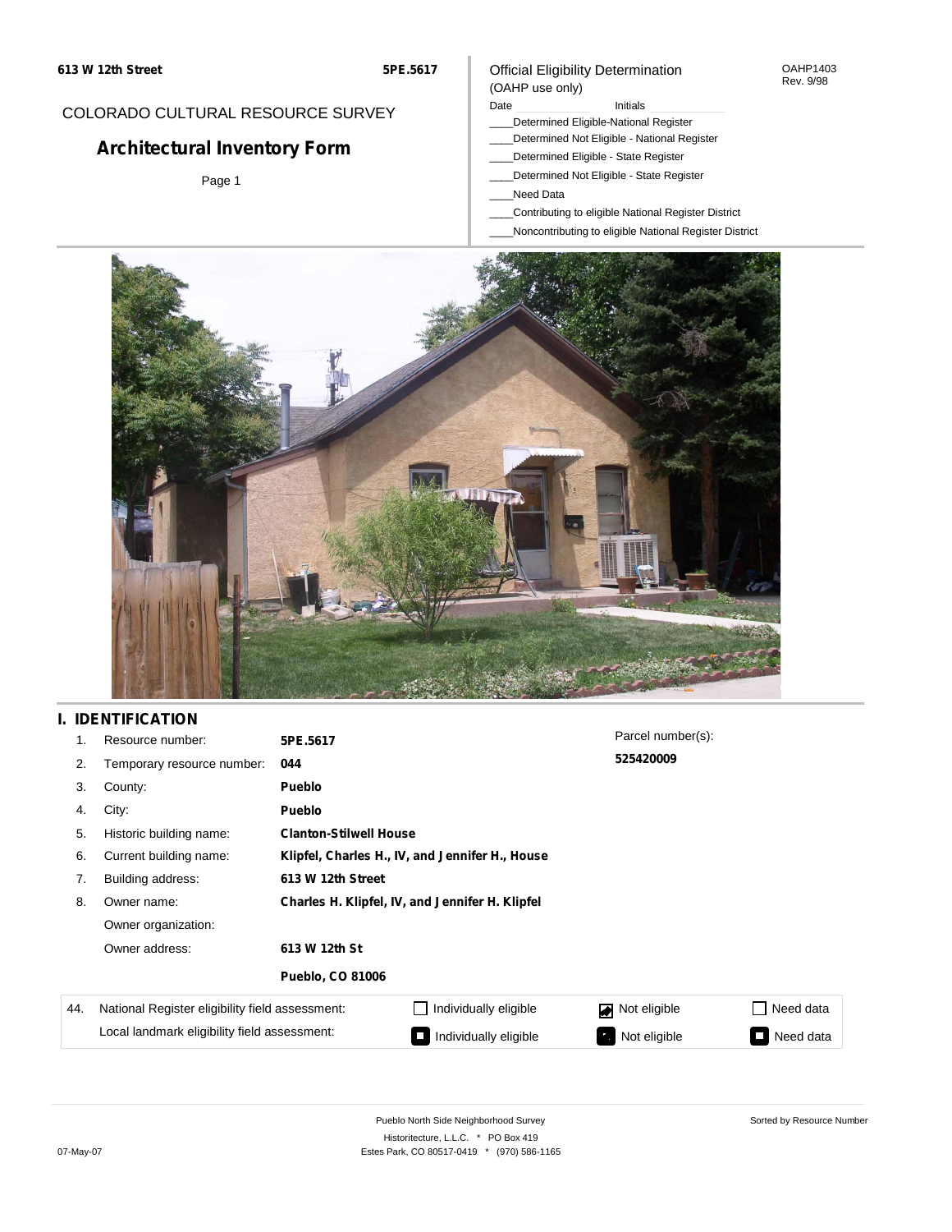613 W 12th Street 5PE.5617

COLORADO CULTURAL RESOURCE SURVEY

# Architectural Inventory Form

Page 1

Official Eligibility Determination
(OAHP use only)

OAHP1403
Rev. 9/98

Date ____________ Initials ____________

____Determined Eligible-National Register
____Determined Not Eligible - National Register
____Determined Eligible - State Register
____Determined Not Eligible - State Register
____Need Data
____Contributing to eligible National Register District
____Noncontributing to eligible National Register District

## I. IDENTIFICATION

1. Resource number: **5PE.5617**
2. Temporary resource number: **044**
3. County: **Pueblo**
4. City: **Pueblo**
5. Historic building name: **Clanton-Stilwell House**
6. Current building name: **Klipfel, Charles H., IV, and Jennifer H., House**
7. Building address: **613 W 12th Street**
8. Owner name: **Charles H. Klipfel, IV, and Jennifer H. Klipfel**

   Owner organization:

   Owner address: **613 W 12th St**

   **Pueblo, CO 81006**

Parcel number(s): **525420009**

| 44. | | | | |
|---|---|---|---|---|
| National Register eligibility field assessment: | ☐ Individually eligible | ☑ Not eligible | ☐ Need data |
| Local landmark eligibility field assessment: | ■ Individually eligible | ■ Not eligible | ■ Need data |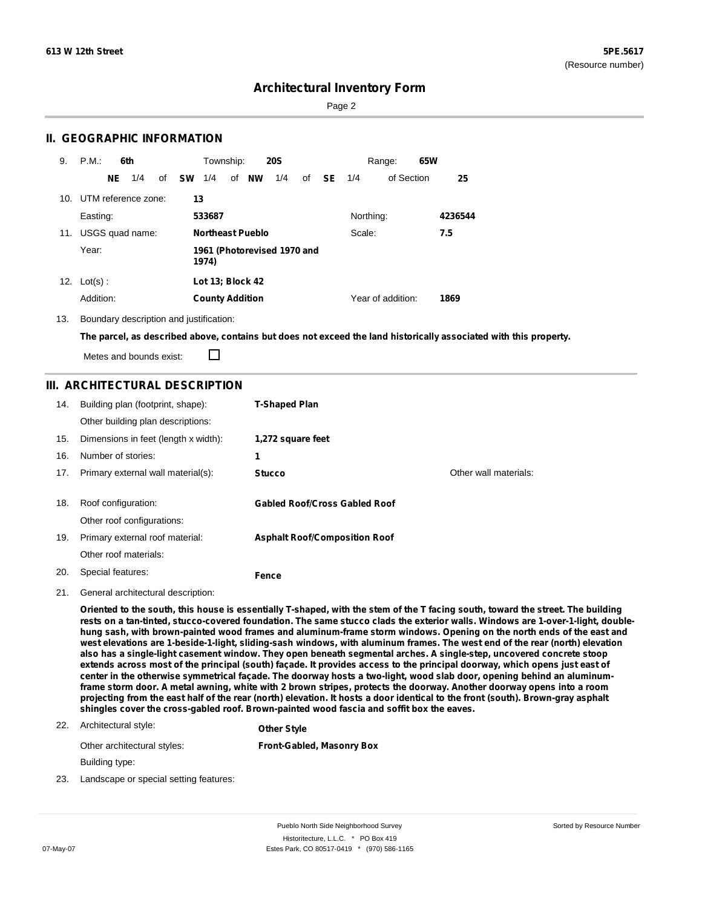# Architectural Inventory Form

## II. GEOGRAPHIC INFORMATION

9. P.M.: **6th** Township: **20S** Range: **65W**

**NE** 1/4 of **SW** 1/4 of **NW** 1/4 of **SE** 1/4 of Section **25**

10. UTM reference zone: **13**

Easting: **533687** Northing: **4236544**

11. USGS quad name: **Northeast Pueblo** Scale: **7.5**

Year: **1961 (Photorevised 1970 and 1974)**

12. Lot(s) : **Lot 13; Block 42**

Addition: **County Addition** Year of addition: **1869**

13. Boundary description and justification:

**The parcel, as described above, contains but does not exceed the land historically associated with this property.**

Metes and bounds exist: ☐

## III. ARCHITECTURAL DESCRIPTION

14. Building plan (footprint, shape): **T-Shaped Plan**

Other building plan descriptions:

15. Dimensions in feet (length x width): **1,272 square feet**

16. Number of stories: **1**

17. Primary external wall material(s): **Stucco** Other wall materials:

18. Roof configuration: **Gabled Roof/Cross Gabled Roof**

Other roof configurations:

19. Primary external roof material: **Asphalt Roof/Composition Roof**

Other roof materials:

20. Special features: **Fence**

21. General architectural description:

**Oriented to the south, this house is essentially T-shaped, with the stem of the T facing south, toward the street. The building rests on a tan-tinted, stucco-covered foundation. The same stucco clads the exterior walls. Windows are 1-over-1-light, double-hung sash, with brown-painted wood frames and aluminum-frame storm windows. Opening on the north ends of the east and west elevations are 1-beside-1-light, sliding-sash windows, with aluminum frames. The west end of the rear (north) elevation also has a single-light casement window. They open beneath segmental arches. A single-step, uncovered concrete stoop extends across most of the principal (south) façade. It provides access to the principal doorway, which opens just east of center in the otherwise symmetrical façade. The doorway hosts a two-light, wood slab door, opening behind an aluminum-frame storm door. A metal awning, white with 2 brown stripes, protects the doorway. Another doorway opens into a room projecting from the east half of the rear (north) elevation. It hosts a door identical to the front (south). Brown-gray asphalt shingles cover the cross-gabled roof. Brown-painted wood fascia and soffit box the eaves.**

22. Architectural style: **Other Style**

Other architectural styles: **Front-Gabled, Masonry Box**

Building type:

23. Landscape or special setting features: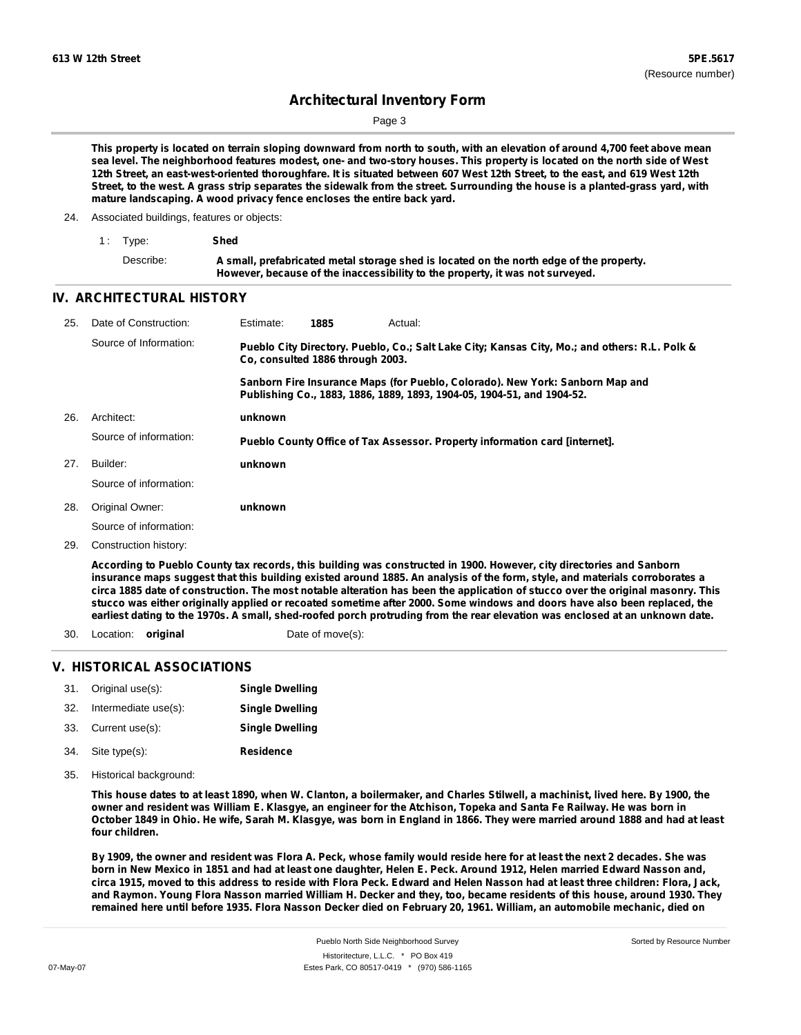This property is located on terrain sloping downward from north to south, with an elevation of around 4,700 feet above mean sea level. The neighborhood features modest, one- and two-story houses. This property is located on the north side of West 12th Street, an east-west-oriented thoroughfare. It is situated between 607 West 12th Street, to the east, and 619 West 12th Street, to the west. A grass strip separates the sidewalk from the street. Surrounding the house is a planted-grass yard, with mature landscaping. A wood privacy fence encloses the entire back yard.

24. Associated buildings, features or objects:

1 : Type: **Shed**

Describe: **A small, prefabricated metal storage shed is located on the north edge of the property. However, because of the inaccessibility to the property, it was not surveyed.**

## IV. ARCHITECTURAL HISTORY

25. Date of Construction: Estimate: **1885** Actual:

Source of Information: **Pueblo City Directory. Pueblo, Co.; Salt Lake City; Kansas City, Mo.; and others: R.L. Polk & Co, consulted 1886 through 2003.**

**Sanborn Fire Insurance Maps (for Pueblo, Colorado). New York: Sanborn Map and Publishing Co., 1883, 1886, 1889, 1893, 1904-05, 1904-51, and 1904-52.**

26. Architect: **unknown**

Source of information: **Pueblo County Office of Tax Assessor. Property information card [internet].**

27. Builder: **unknown**

Source of information:

28. Original Owner: **unknown**

Source of information:

29. Construction history:

**According to Pueblo County tax records, this building was constructed in 1900. However, city directories and Sanborn insurance maps suggest that this building existed around 1885. An analysis of the form, style, and materials corroborates a circa 1885 date of construction. The most notable alteration has been the application of stucco over the original masonry. This stucco was either originally applied or recoated sometime after 2000. Some windows and doors have also been replaced, the earliest dating to the 1970s. A small, shed-roofed porch protruding from the rear elevation was enclosed at an unknown date.**

30. Location: **original** Date of move(s):

## V. HISTORICAL ASSOCIATIONS

31. Original use(s): **Single Dwelling**
32. Intermediate use(s): **Single Dwelling**
33. Current use(s): **Single Dwelling**
34. Site type(s): **Residence**
35. Historical background:

**This house dates to at least 1890, when W. Clanton, a boilermaker, and Charles Stilwell, a machinist, lived here. By 1900, the owner and resident was William E. Klasgye, an engineer for the Atchison, Topeka and Santa Fe Railway. He was born in October 1849 in Ohio. He wife, Sarah M. Klasgye, was born in England in 1866. They were married around 1888 and had at least four children.**

**By 1909, the owner and resident was Flora A. Peck, whose family would reside here for at least the next 2 decades. She was born in New Mexico in 1851 and had at least one daughter, Helen E. Peck. Around 1912, Helen married Edward Nasson and, circa 1915, moved to this address to reside with Flora Peck. Edward and Helen Nasson had at least three children: Flora, Jack, and Raymon. Young Flora Nasson married William H. Decker and they, too, became residents of this house, around 1930. They remained here until before 1935. Flora Nasson Decker died on February 20, 1961. William, an automobile mechanic, died on**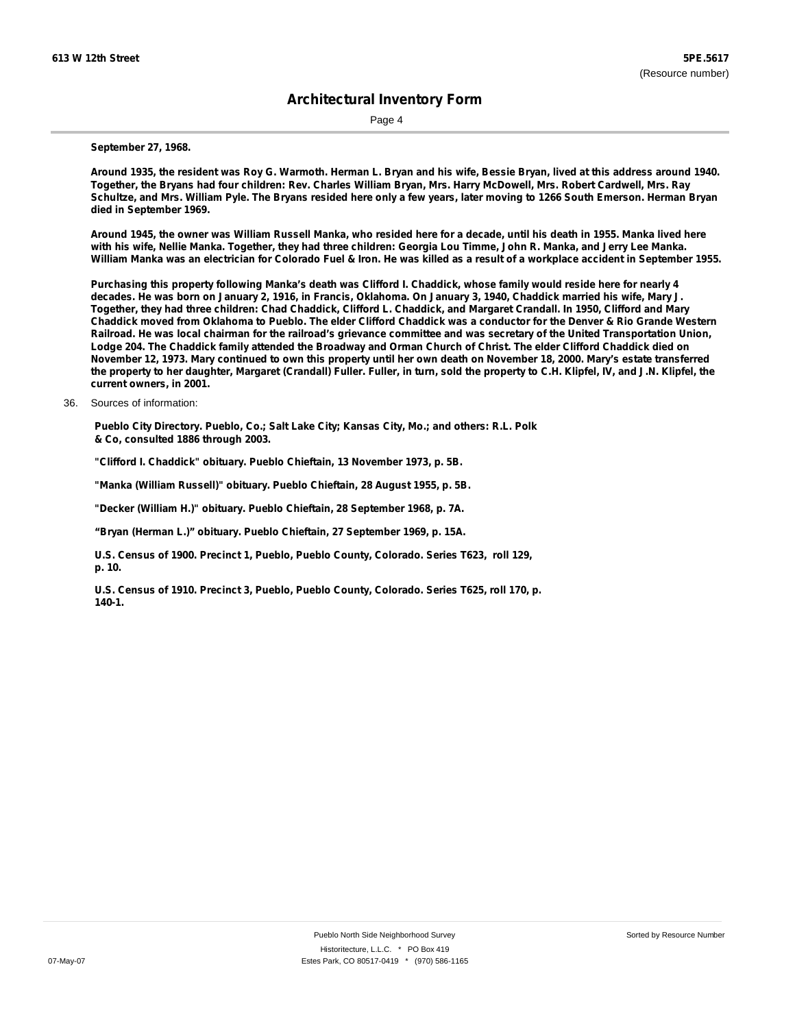**September 27, 1968.**

**Around 1935, the resident was Roy G. Warmoth. Herman L. Bryan and his wife, Bessie Bryan, lived at this address around 1940. Together, the Bryans had four children: Rev. Charles William Bryan, Mrs. Harry McDowell, Mrs. Robert Cardwell, Mrs. Ray Schultze, and Mrs. William Pyle. The Bryans resided here only a few years, later moving to 1266 South Emerson. Herman Bryan died in September 1969.**

**Around 1945, the owner was William Russell Manka, who resided here for a decade, until his death in 1955. Manka lived here with his wife, Nellie Manka. Together, they had three children: Georgia Lou Timme, John R. Manka, and Jerry Lee Manka. William Manka was an electrician for Colorado Fuel & Iron. He was killed as a result of a workplace accident in September 1955.**

**Purchasing this property following Manka's death was Clifford I. Chaddick, whose family would reside here for nearly 4 decades. He was born on January 2, 1916, in Francis, Oklahoma. On January 3, 1940, Chaddick married his wife, Mary J. Together, they had three children: Chad Chaddick, Clifford L. Chaddick, and Margaret Crandall. In 1950, Clifford and Mary Chaddick moved from Oklahoma to Pueblo. The elder Clifford Chaddick was a conductor for the Denver & Rio Grande Western Railroad. He was local chairman for the railroad's grievance committee and was secretary of the United Transportation Union, Lodge 204. The Chaddick family attended the Broadway and Orman Church of Christ. The elder Clifford Chaddick died on November 12, 1973. Mary continued to own this property until her own death on November 18, 2000. Mary's estate transferred the property to her daughter, Margaret (Crandall) Fuller. Fuller, in turn, sold the property to C.H. Klipfel, IV, and J.N. Klipfel, the current owners, in 2001.**

36. Sources of information:

**Pueblo City Directory. Pueblo, Co.; Salt Lake City; Kansas City, Mo.; and others: R.L. Polk & Co, consulted 1886 through 2003.**

**"Clifford I. Chaddick" obituary. Pueblo Chieftain, 13 November 1973, p. 5B.**

**"Manka (William Russell)" obituary. Pueblo Chieftain, 28 August 1955, p. 5B.**

**"Decker (William H.)" obituary. Pueblo Chieftain, 28 September 1968, p. 7A.**

**"Bryan (Herman L.)" obituary. Pueblo Chieftain, 27 September 1969, p. 15A.**

**U.S. Census of 1900. Precinct 1, Pueblo, Pueblo County, Colorado. Series T623, roll 129, p. 10.**

**U.S. Census of 1910. Precinct 3, Pueblo, Pueblo County, Colorado. Series T625, roll 170, p. 140-1.**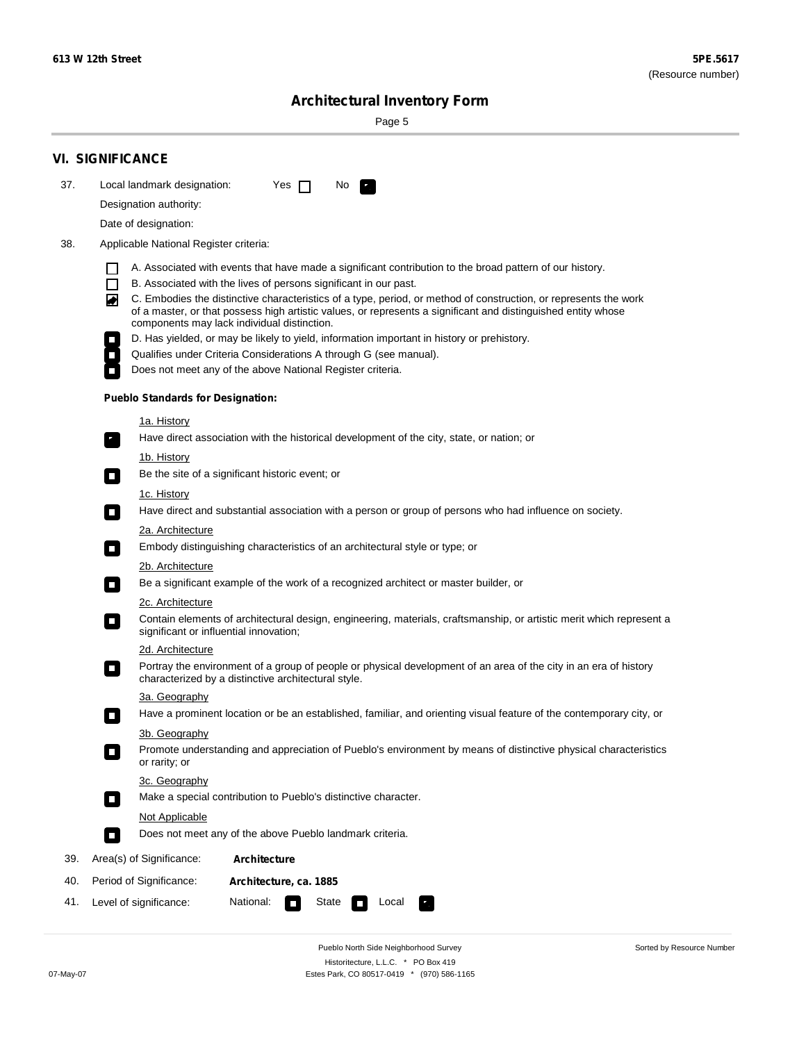## VI. SIGNIFICANCE

37. Local landmark designation: Yes ☐ No ☑

Designation authority:

Date of designation:

38. Applicable National Register criteria:

- ☐ A. Associated with events that have made a significant contribution to the broad pattern of our history.
- ☐ B. Associated with the lives of persons significant in our past.
- ☑ C. Embodies the distinctive characteristics of a type, period, or method of construction, or represents the work of a master, or that possess high artistic values, or represents a significant and distinguished entity whose components may lack individual distinction.
- ☐ D. Has yielded, or may be likely to yield, information important in history or prehistory.
- ☐ Qualifies under Criteria Considerations A through G (see manual).
- ☐ Does not meet any of the above National Register criteria.

**Pueblo Standards for Designation:**

1a. History
- ☑ Have direct association with the historical development of the city, state, or nation; or

1b. History
- ☐ Be the site of a significant historic event; or

1c. History
- ☐ Have direct and substantial association with a person or group of persons who had influence on society.

2a. Architecture
- ☐ Embody distinguishing characteristics of an architectural style or type; or

2b. Architecture
- ☐ Be a significant example of the work of a recognized architect or master builder, or

2c. Architecture
- ☐ Contain elements of architectural design, engineering, materials, craftsmanship, or artistic merit which represent a significant or influential innovation;

2d. Architecture
- ☐ Portray the environment of a group of people or physical development of an area of the city in an era of history characterized by a distinctive architectural style.

3a. Geography
- ☐ Have a prominent location or be an established, familiar, and orienting visual feature of the contemporary city, or

3b. Geography
- ☐ Promote understanding and appreciation of Pueblo's environment by means of distinctive physical characteristics or rarity; or

3c. Geography
- ☐ Make a special contribution to Pueblo's distinctive character.

Not Applicable
- ☐ Does not meet any of the above Pueblo landmark criteria.

39. Area(s) of Significance: **Architecture**

40. Period of Significance: **Architecture, ca. 1885**

41. Level of significance: National: ☐ State ☐ Local ☑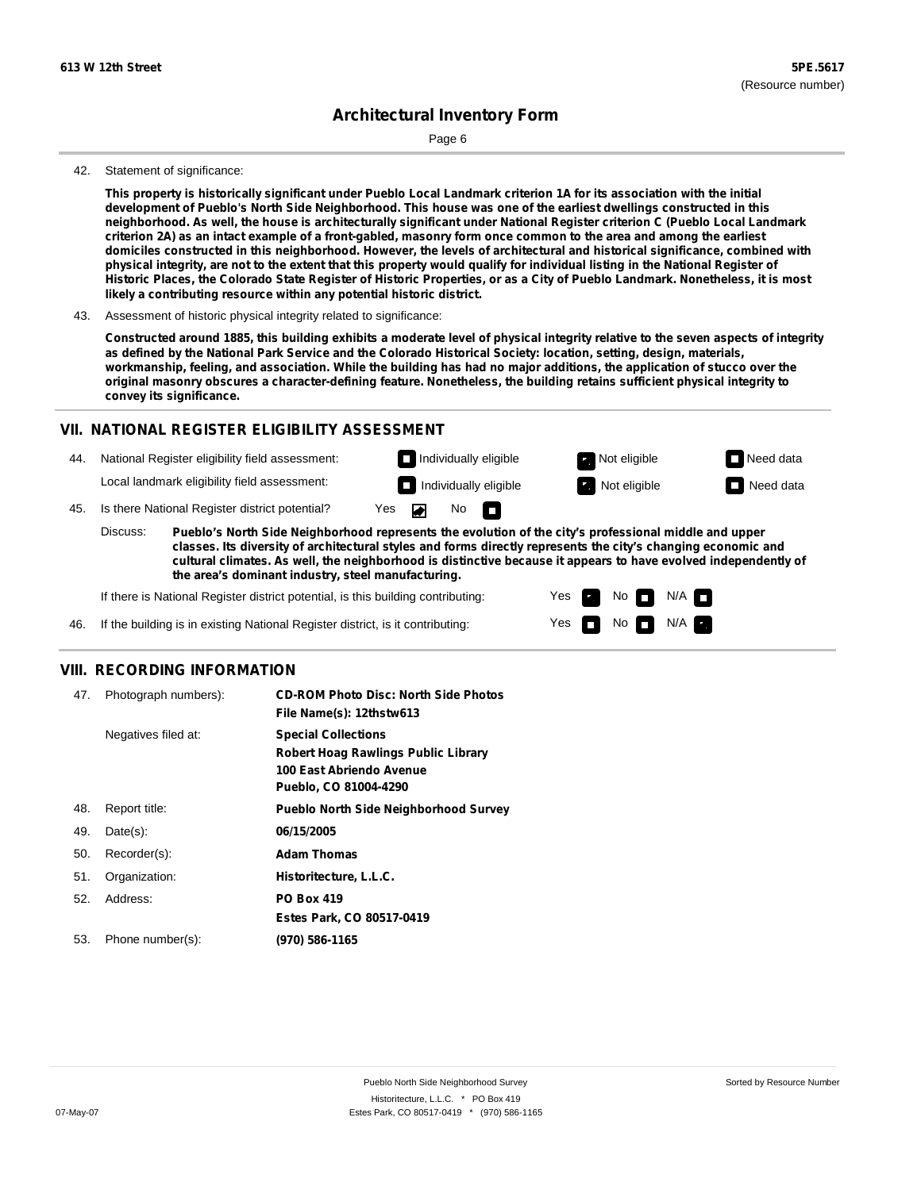**613 W 12th Street** **5PE.5617** (Resource number)

# Architectural Inventory Form

42. Statement of significance:

**This property is historically significant under Pueblo Local Landmark criterion 1A for its association with the initial development of Pueblo's North Side Neighborhood. This house was one of the earliest dwellings constructed in this neighborhood. As well, the house is architecturally significant under National Register criterion C (Pueblo Local Landmark criterion 2A) as an intact example of a front-gabled, masonry form once common to the area and among the earliest domiciles constructed in this neighborhood. However, the levels of architectural and historical significance, combined with physical integrity, are not to the extent that this property would qualify for individual listing in the National Register of Historic Places, the Colorado State Register of Historic Properties, or as a City of Pueblo Landmark. Nonetheless, it is most likely a contributing resource within any potential historic district.**

43. Assessment of historic physical integrity related to significance:

**Constructed around 1885, this building exhibits a moderate level of physical integrity relative to the seven aspects of integrity as defined by the National Park Service and the Colorado Historical Society: location, setting, design, materials, workmanship, feeling, and association. While the building has had no major additions, the application of stucco over the original masonry obscures a character-defining feature. Nonetheless, the building retains sufficient physical integrity to convey its significance.**

## VII. NATIONAL REGISTER ELIGIBILITY ASSESSMENT

44. National Register eligibility field assessment: Individually eligible ☐ Not eligible ☑ Need data ☐

Local landmark eligibility field assessment: Individually eligible ☐ Not eligible ☑ Need data ☐

45. Is there National Register district potential? Yes ☑ No ☐

Discuss: **Pueblo's North Side Neighborhood represents the evolution of the city's professional middle and upper classes. Its diversity of architectural styles and forms directly represents the city's changing economic and cultural climates. As well, the neighborhood is distinctive because it appears to have evolved independently of the area's dominant industry, steel manufacturing.**

If there is National Register district potential, is this building contributing: Yes ☑ No ☐ N/A ☐

46. If the building is in existing National Register district, is it contributing: Yes ☐ No ☐ N/A ☑

## VIII. RECORDING INFORMATION

47. Photograph numbers): **CD-ROM Photo Disc: North Side Photos**
**File Name(s): 12thstw613**

Negatives filed at: **Special Collections**
**Robert Hoag Rawlings Public Library**
**100 East Abriendo Avenue**
**Pueblo, CO 81004-4290**

48. Report title: **Pueblo North Side Neighborhood Survey**

49. Date(s): **06/15/2005**

50. Recorder(s): **Adam Thomas**

51. Organization: **Historitecture, L.L.C.**

52. Address: **PO Box 419**
**Estes Park, CO 80517-0419**

53. Phone number(s): **(970) 586-1165**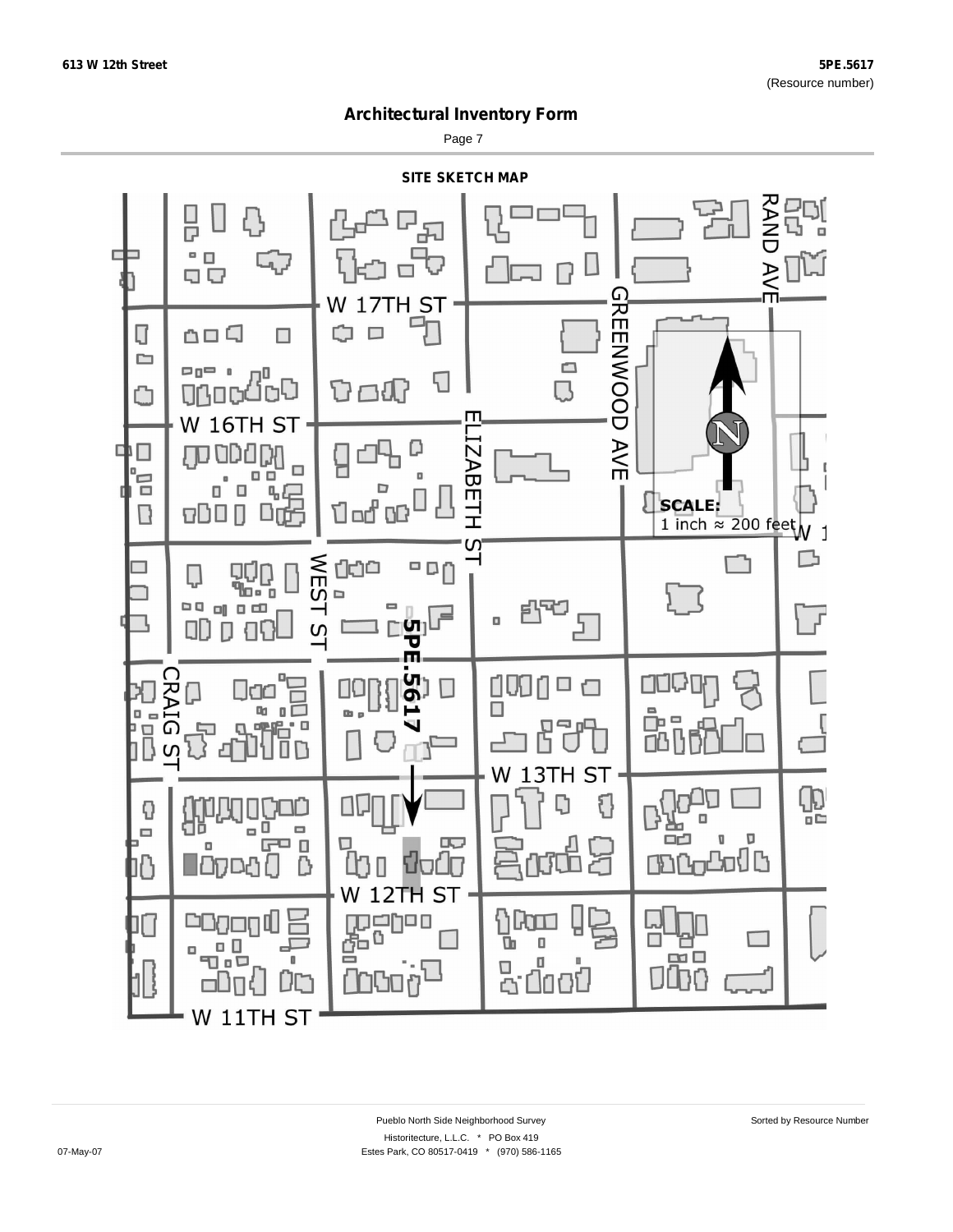## Architectural Inventory Form

### SITE SKETCH MAP

W 17TH ST

W 16TH ST

ELIZABETH ST

GREENWOOD AVE

RAND AVE

WEST ST

CRAIG ST

5PE.5617

W 13TH ST

W 12TH ST

W 11TH ST

SCALE:
1 inch ≈ 200 feet

N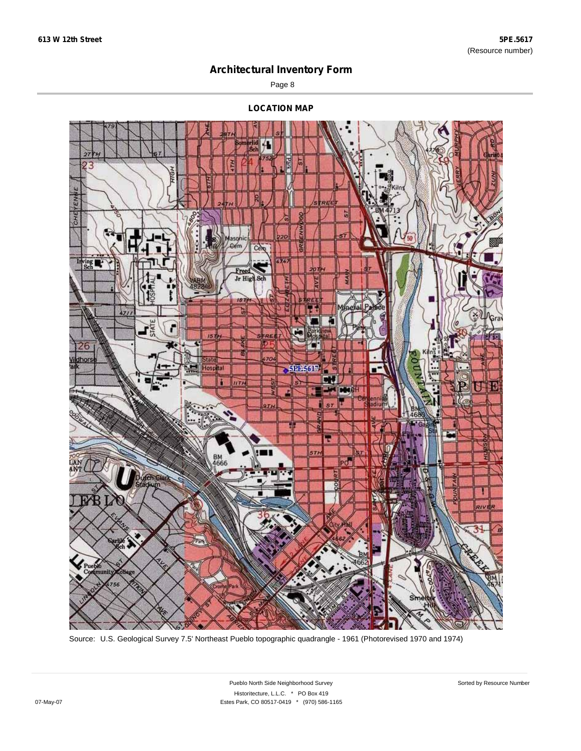# Architectural Inventory Form

## LOCATION MAP

Source: U.S. Geological Survey 7.5' Northeast Pueblo topographic quadrangle - 1961 (Photorevised 1970 and 1974)